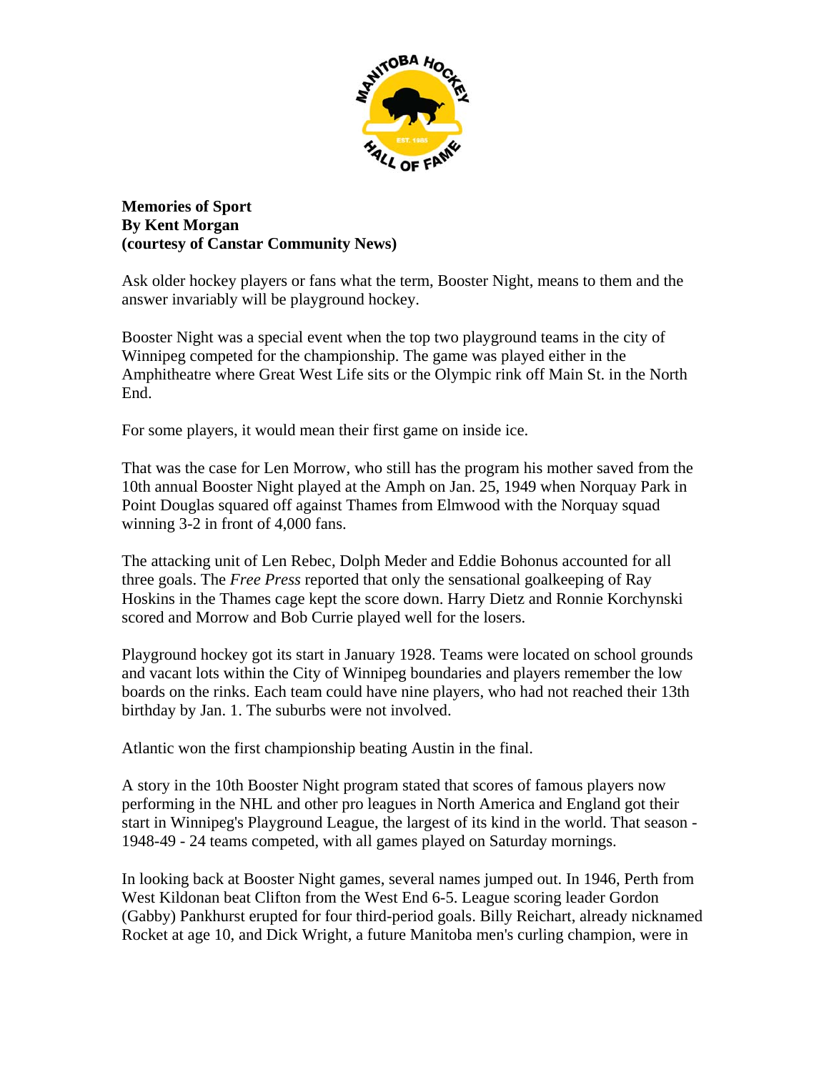**Memories of Sport**
**By Kent Morgan**
**(courtesy of Canstar Community News)**

Ask older hockey players or fans what the term, Booster Night, means to them and the answer invariably will be playground hockey.

Booster Night was a special event when the top two playground teams in the city of Winnipeg competed for the championship. The game was played either in the Amphitheatre where Great West Life sits or the Olympic rink off Main St. in the North End.

For some players, it would mean their first game on inside ice.

That was the case for Len Morrow, who still has the program his mother saved from the 10th annual Booster Night played at the Amph on Jan. 25, 1949 when Norquay Park in Point Douglas squared off against Thames from Elmwood with the Norquay squad winning 3-2 in front of 4,000 fans.

The attacking unit of Len Rebec, Dolph Meder and Eddie Bohonus accounted for all three goals. The *Free Press* reported that only the sensational goalkeeping of Ray Hoskins in the Thames cage kept the score down. Harry Dietz and Ronnie Korchynski scored and Morrow and Bob Currie played well for the losers.

Playground hockey got its start in January 1928. Teams were located on school grounds and vacant lots within the City of Winnipeg boundaries and players remember the low boards on the rinks. Each team could have nine players, who had not reached their 13th birthday by Jan. 1. The suburbs were not involved.

Atlantic won the first championship beating Austin in the final.

A story in the 10th Booster Night program stated that scores of famous players now performing in the NHL and other pro leagues in North America and England got their start in Winnipeg's Playground League, the largest of its kind in the world. That season - 1948-49 - 24 teams competed, with all games played on Saturday mornings.

In looking back at Booster Night games, several names jumped out. In 1946, Perth from West Kildonan beat Clifton from the West End 6-5. League scoring leader Gordon (Gabby) Pankhurst erupted for four third-period goals. Billy Reichart, already nicknamed Rocket at age 10, and Dick Wright, a future Manitoba men's curling champion, were in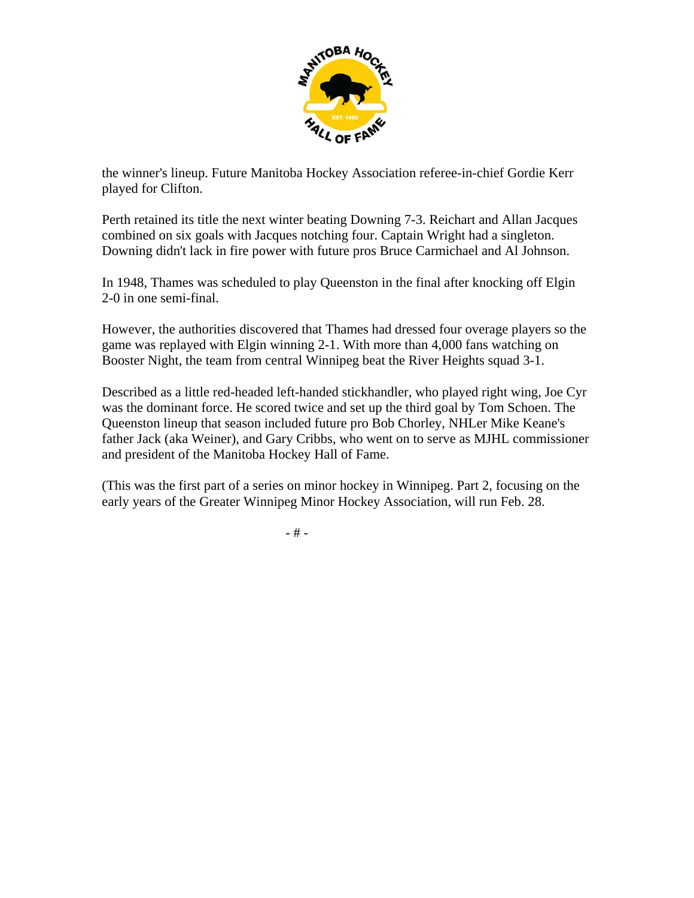the winner's lineup. Future Manitoba Hockey Association referee-in-chief Gordie Kerr played for Clifton.

Perth retained its title the next winter beating Downing 7-3. Reichart and Allan Jacques combined on six goals with Jacques notching four. Captain Wright had a singleton. Downing didn't lack in fire power with future pros Bruce Carmichael and Al Johnson.

In 1948, Thames was scheduled to play Queenston in the final after knocking off Elgin 2-0 in one semi-final.

However, the authorities discovered that Thames had dressed four overage players so the game was replayed with Elgin winning 2-1. With more than 4,000 fans watching on Booster Night, the team from central Winnipeg beat the River Heights squad 3-1.

Described as a little red-headed left-handed stickhandler, who played right wing, Joe Cyr was the dominant force. He scored twice and set up the third goal by Tom Schoen. The Queenston lineup that season included future pro Bob Chorley, NHLer Mike Keane's father Jack (aka Weiner), and Gary Cribbs, who went on to serve as MJHL commissioner and president of the Manitoba Hockey Hall of Fame.

(This was the first part of a series on minor hockey in Winnipeg. Part 2, focusing on the early years of the Greater Winnipeg Minor Hockey Association, will run Feb. 28.

- # -